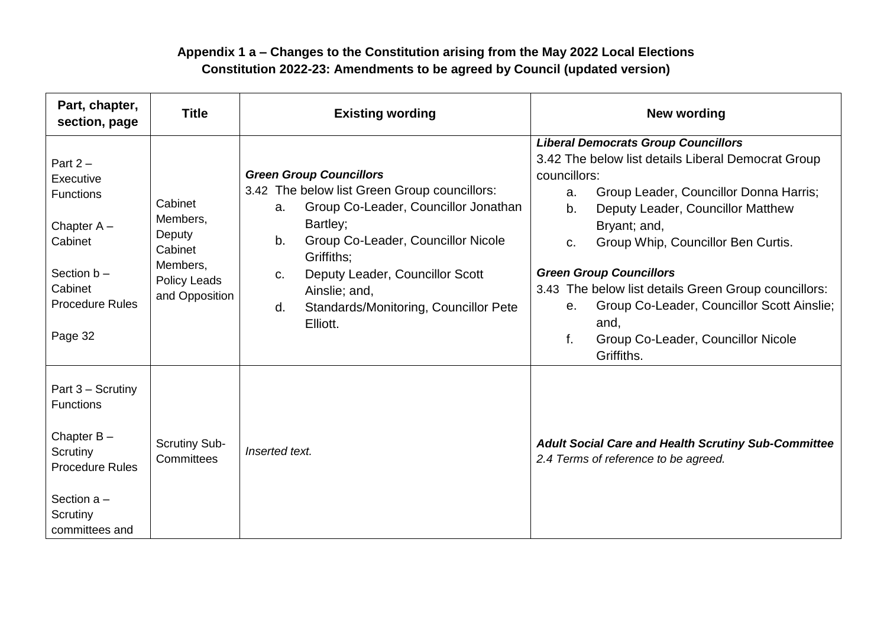**Appendix 1 a – Changes to the Constitution arising from the May 2022 Local Elections**
**Constitution 2022-23: Amendments to be agreed by Council (updated version)**

| Part, chapter, section, page | Title | Existing wording | New wording |
|---|---|---|---|
| Part 2 – Executive Functions<br><br>Chapter A – Cabinet<br><br>Section b – Cabinet Procedure Rules<br><br>Page 32 | Cabinet Members, Deputy Cabinet Members, Policy Leads and Opposition | ***Green Group Councillors***<br>3.42 The below list Green Group councillors:<br>a. Group Co-Leader, Councillor Jonathan Bartley;<br>b. Group Co-Leader, Councillor Nicole Griffiths;<br>c. Deputy Leader, Councillor Scott Ainslie; and,<br>d. Standards/Monitoring, Councillor Pete Elliott. | ***Liberal Democrats Group Councillors***<br>3.42 The below list details Liberal Democrat Group councillors:<br>a. Group Leader, Councillor Donna Harris;<br>b. Deputy Leader, Councillor Matthew Bryant; and,<br>c. Group Whip, Councillor Ben Curtis.<br><br>***Green Group Councillors***<br>3.43 The below list details Green Group councillors:<br>e. Group Co-Leader, Councillor Scott Ainslie; and,<br>f. Group Co-Leader, Councillor Nicole Griffiths. |
| Part 3 – Scrutiny Functions<br><br>Chapter B – Scrutiny Procedure Rules<br><br>Section a – Scrutiny committees and | Scrutiny Sub-Committees | *Inserted text.* | ***Adult Social Care and Health Scrutiny Sub-Committee***<br>*2.4 Terms of reference to be agreed.* |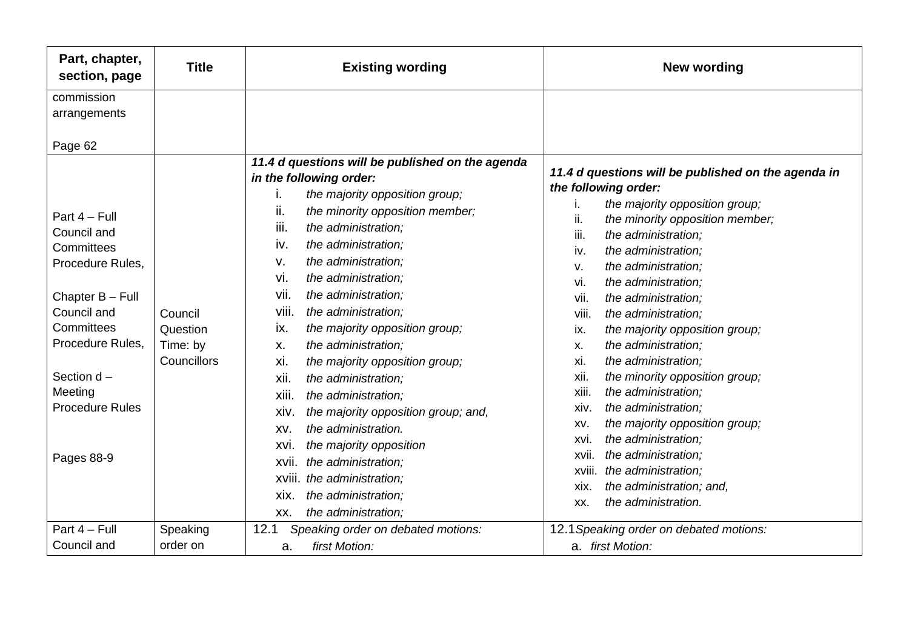| Part, chapter, section, page | Title | Existing wording | New wording |
|---|---|---|---|
| commission arrangements<br><br>Page 62 | | | |
| Part 4 – Full Council and Committees Procedure Rules,<br><br>Chapter B – Full Council and Committees Procedure Rules,<br><br>Section d – Meeting Procedure Rules<br><br>Pages 88-9 | Council Question Time: by Councillors | ***11.4 d questions will be published on the agenda in the following order:***<br>i. *the majority opposition group;*<br>ii. *the minority opposition member;*<br>iii. *the administration;*<br>iv. *the administration;*<br>v. *the administration;*<br>vi. *the administration;*<br>vii. *the administration;*<br>viii. *the administration;*<br>ix. *the majority opposition group;*<br>x. *the administration;*<br>xi. *the majority opposition group;*<br>xii. *the administration;*<br>xiii. *the administration;*<br>xiv. *the majority opposition group; and,*<br>xv. *the administration.*<br>xvi. *the majority opposition*<br>xvii. *the administration;*<br>xviii. *the administration;*<br>xix. *the administration;*<br>xx. *the administration;* | ***11.4 d questions will be published on the agenda in the following order:***<br>i. *the majority opposition group;*<br>ii. *the minority opposition member;*<br>iii. *the administration;*<br>iv. *the administration;*<br>v. *the administration;*<br>vi. *the administration;*<br>vii. *the administration;*<br>viii. *the administration;*<br>ix. *the majority opposition group;*<br>x. *the administration;*<br>xi. *the administration;*<br>xii. *the minority opposition group;*<br>xiii. *the administration;*<br>xiv. *the administration;*<br>xv. *the majority opposition group;*<br>xvi. *the administration;*<br>xvii. *the administration;*<br>xviii. *the administration;*<br>xix. *the administration; and,*<br>xx. *the administration.* |
| Part 4 – Full Council and | Speaking order on | 12.1 *Speaking order on debated motions:*<br>a. *first Motion:* | 12.1 *Speaking order on debated motions:*<br>a. *first Motion:* |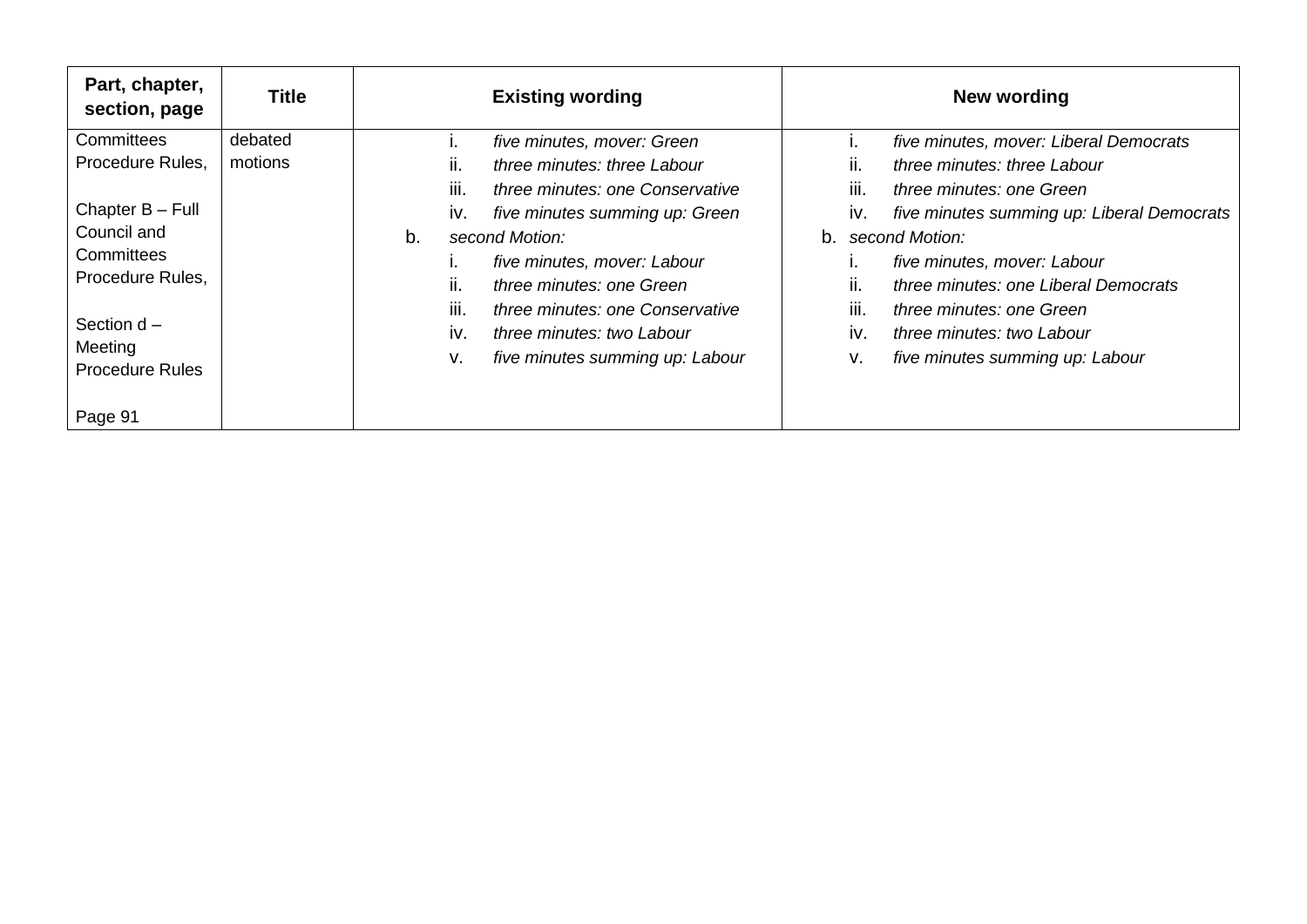| Part, chapter, section, page | Title | Existing wording | New wording |
|---|---|---|---|
| Committees Procedure Rules,<br><br>Chapter B – Full Council and Committees Procedure Rules,<br><br>Section d – Meeting Procedure Rules<br><br>Page 91 | debated motions | i. *five minutes, mover: Green*<br>ii. *three minutes: three Labour*<br>iii. *three minutes: one Conservative*<br>iv. *five minutes summing up: Green*<br>b. *second Motion:*<br>i. *five minutes, mover: Labour*<br>ii. *three minutes: one Green*<br>iii. *three minutes: one Conservative*<br>iv. *three minutes: two Labour*<br>v. *five minutes summing up: Labour* | i. *five minutes, mover: Liberal Democrats*<br>ii. *three minutes: three Labour*<br>iii. *three minutes: one Green*<br>iv. *five minutes summing up: Liberal Democrats*<br>b. *second Motion:*<br>i. *five minutes, mover: Labour*<br>ii. *three minutes: one Liberal Democrats*<br>iii. *three minutes: one Green*<br>iv. *three minutes: two Labour*<br>v. *five minutes summing up: Labour* |